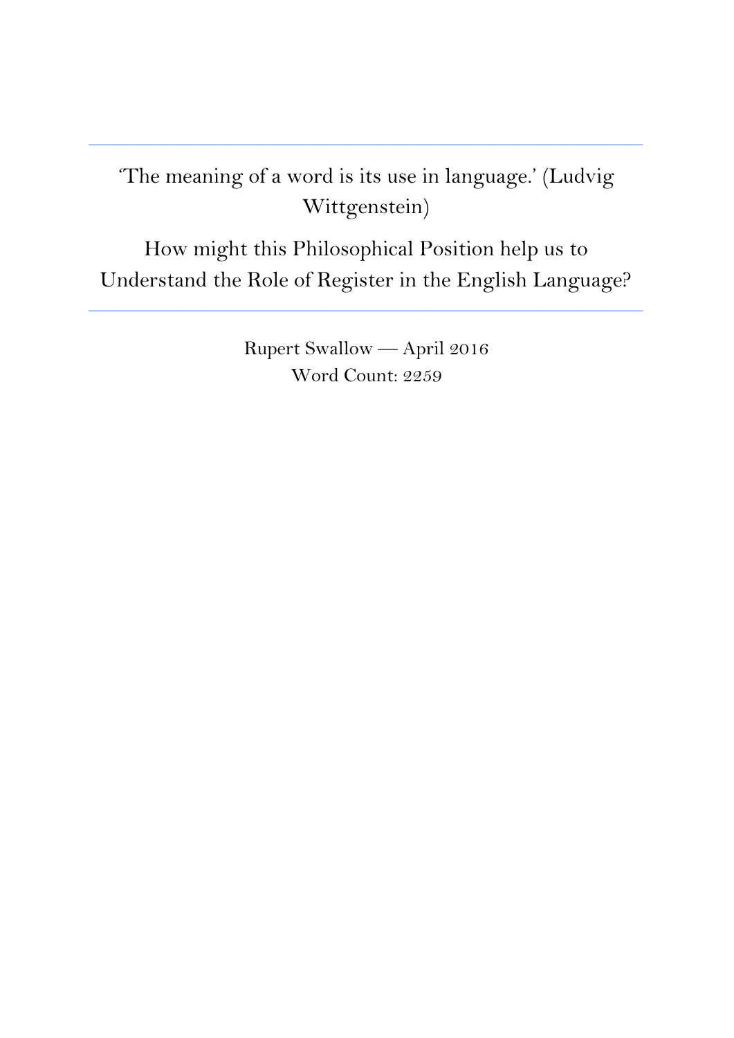---

# 'The meaning of a word is its use in language.' (Ludvig Wittgenstein)

# How might this Philosophical Position help us to Understand the Role of Register in the English Language?

---

Rupert Swallow — April 2016

Word Count: 2259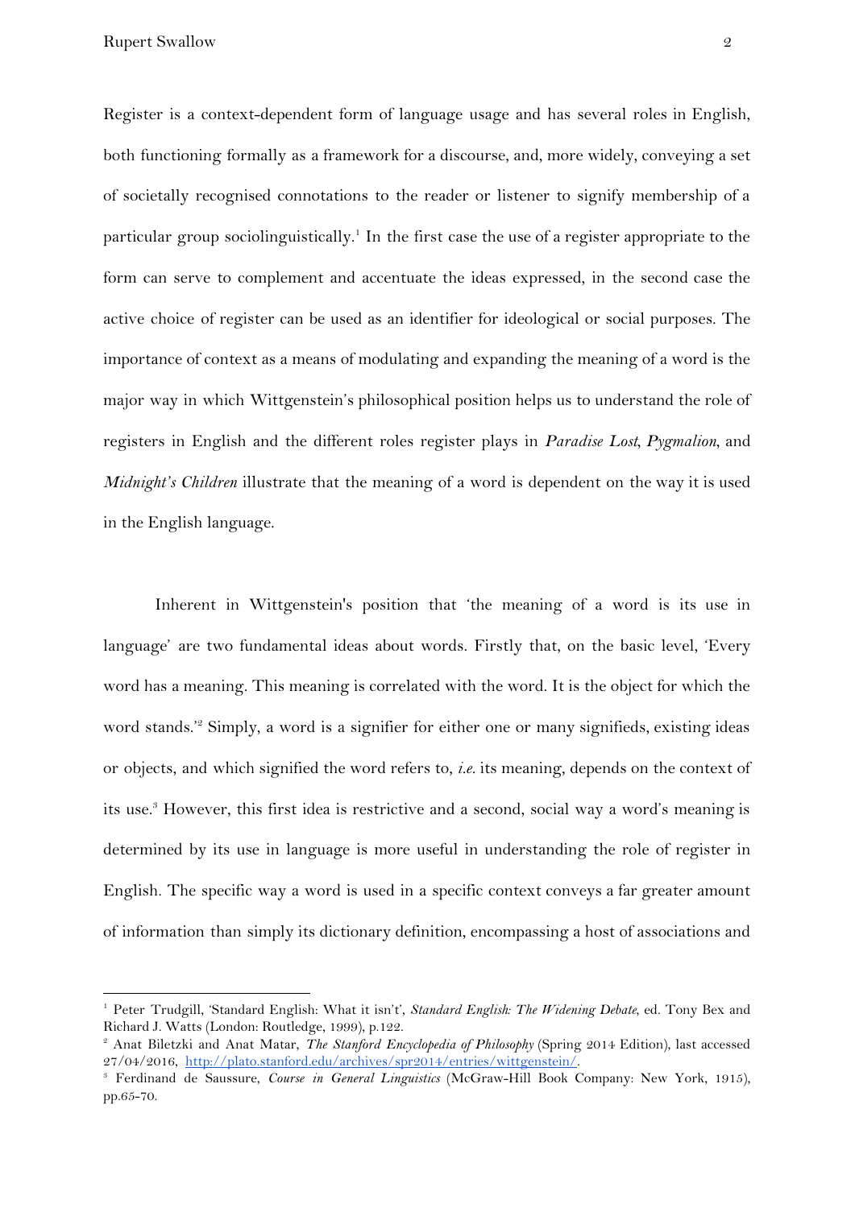Register is a context-dependent form of language usage and has several roles in English, both functioning formally as a framework for a discourse, and, more widely, conveying a set of societally recognised connotations to the reader or listener to signify membership of a particular group sociolinguistically.[1] In the first case the use of a register appropriate to the form can serve to complement and accentuate the ideas expressed, in the second case the active choice of register can be used as an identifier for ideological or social purposes. The importance of context as a means of modulating and expanding the meaning of a word is the major way in which Wittgenstein's philosophical position helps us to understand the role of registers in English and the different roles register plays in *Paradise Lost*, *Pygmalion*, and *Midnight's Children* illustrate that the meaning of a word is dependent on the way it is used in the English language.

Inherent in Wittgenstein's position that 'the meaning of a word is its use in language' are two fundamental ideas about words. Firstly that, on the basic level, 'Every word has a meaning. This meaning is correlated with the word. It is the object for which the word stands.'[2] Simply, a word is a signifier for either one or many signifieds, existing ideas or objects, and which signified the word refers to, *i.e.* its meaning, depends on the context of its use.[3] However, this first idea is restrictive and a second, social way a word's meaning is determined by its use in language is more useful in understanding the role of register in English. The specific way a word is used in a specific context conveys a far greater amount of information than simply its dictionary definition, encompassing a host of associations and

---

[1] Peter Trudgill, 'Standard English: What it isn't', *Standard English: The Widening Debate*, ed. Tony Bex and Richard J. Watts (London: Routledge, 1999), p.122.

[2] Anat Biletzki and Anat Matar, *The Stanford Encyclopedia of Philosophy* (Spring 2014 Edition), last accessed 27/04/2016, http://plato.stanford.edu/archives/spr2014/entries/wittgenstein/.

[3] Ferdinand de Saussure, *Course in General Linguistics* (McGraw-Hill Book Company: New York, 1915), pp.65-70.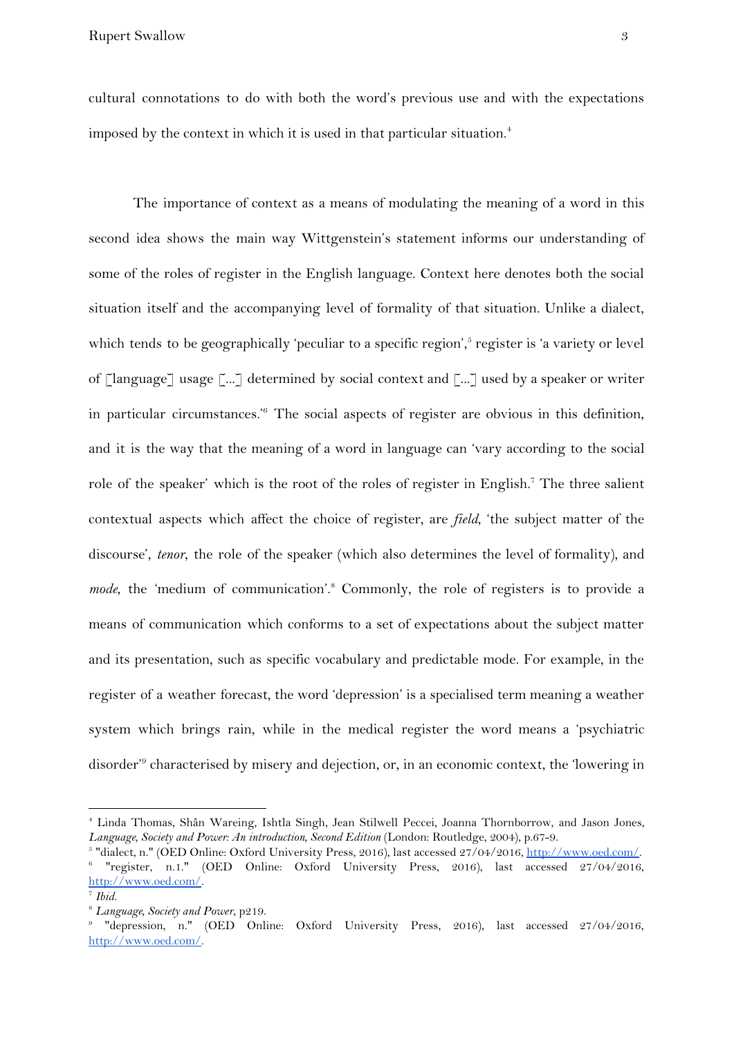cultural connotations to do with both the word's previous use and with the expectations imposed by the context in which it is used in that particular situation.[4]

The importance of context as a means of modulating the meaning of a word in this second idea shows the main way Wittgenstein's statement informs our understanding of some of the roles of register in the English language. Context here denotes both the social situation itself and the accompanying level of formality of that situation. Unlike a dialect, which tends to be geographically 'peculiar to a specific region',[5] register is 'a variety or level of [language] usage [...] determined by social context and [...] used by a speaker or writer in particular circumstances.'[6] The social aspects of register are obvious in this definition, and it is the way that the meaning of a word in language can 'vary according to the social role of the speaker' which is the root of the roles of register in English.[7] The three salient contextual aspects which affect the choice of register, are *field*, 'the subject matter of the discourse', *tenor*, the role of the speaker (which also determines the level of formality), and *mode*, the 'medium of communication'.[8] Commonly, the role of registers is to provide a means of communication which conforms to a set of expectations about the subject matter and its presentation, such as specific vocabulary and predictable mode. For example, in the register of a weather forecast, the word 'depression' is a specialised term meaning a weather system which brings rain, while in the medical register the word means a 'psychiatric disorder'[9] characterised by misery and dejection, or, in an economic context, the 'lowering in

---

[4] Linda Thomas, Shân Wareing, Ishtla Singh, Jean Stilwell Peccei, Joanna Thornborrow, and Jason Jones, *Language, Society and Power: An introduction, Second Edition* (London: Routledge, 2004), p.67-9.

[5] "dialect, n." (OED Online: Oxford University Press, 2016), last accessed 27/04/2016, http://www.oed.com/.

[6] "register, n.1." (OED Online: Oxford University Press, 2016), last accessed 27/04/2016, http://www.oed.com/.

[7] *Ibid.*

[8] *Language, Society and Power*, p219.

[9] "depression, n." (OED Online: Oxford University Press, 2016), last accessed 27/04/2016, http://www.oed.com/.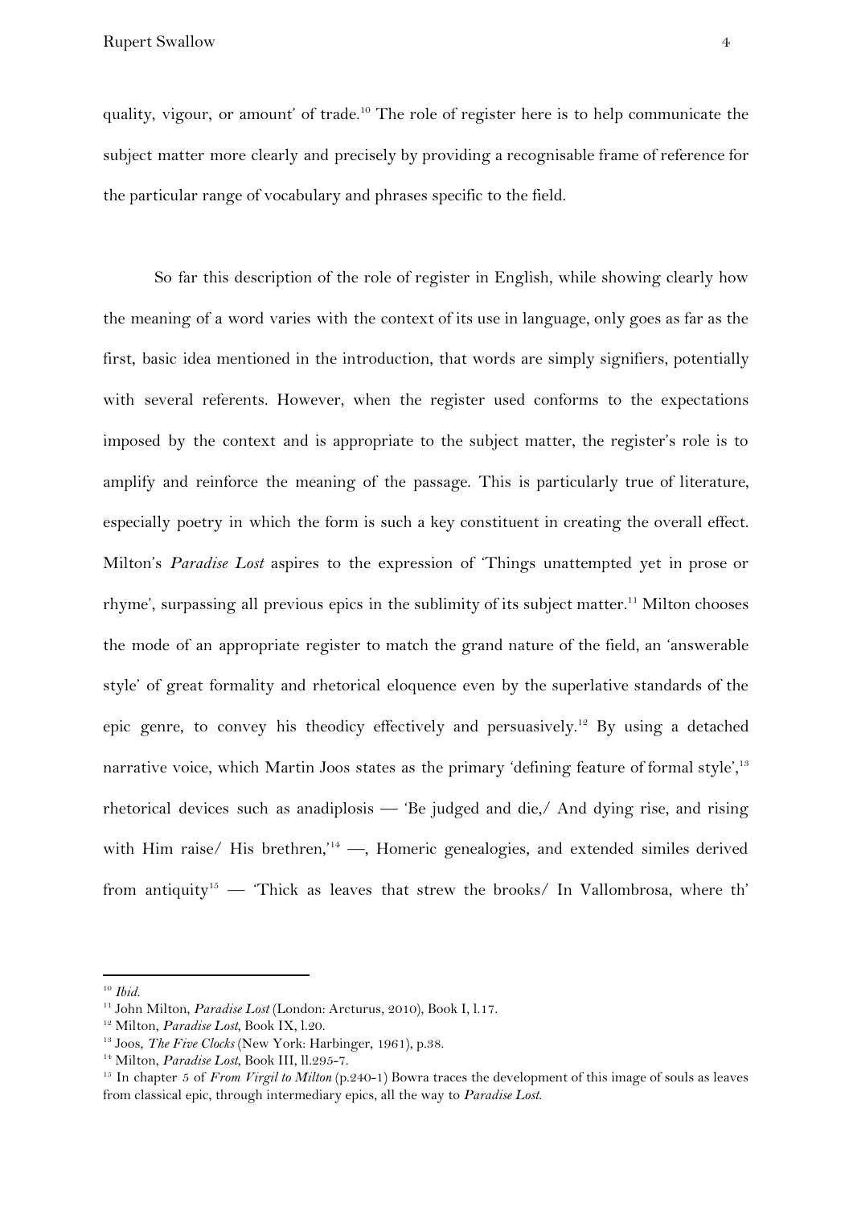quality, vigour, or amount' of trade.[10] The role of register here is to help communicate the subject matter more clearly and precisely by providing a recognisable frame of reference for the particular range of vocabulary and phrases specific to the field.

So far this description of the role of register in English, while showing clearly how the meaning of a word varies with the context of its use in language, only goes as far as the first, basic idea mentioned in the introduction, that words are simply signifiers, potentially with several referents. However, when the register used conforms to the expectations imposed by the context and is appropriate to the subject matter, the register's role is to amplify and reinforce the meaning of the passage. This is particularly true of literature, especially poetry in which the form is such a key constituent in creating the overall effect. Milton's *Paradise Lost* aspires to the expression of 'Things unattempted yet in prose or rhyme', surpassing all previous epics in the sublimity of its subject matter.[11] Milton chooses the mode of an appropriate register to match the grand nature of the field, an 'answerable style' of great formality and rhetorical eloquence even by the superlative standards of the epic genre, to convey his theodicy effectively and persuasively.[12] By using a detached narrative voice, which Martin Joos states as the primary 'defining feature of formal style',[13] rhetorical devices such as anadiplosis — 'Be judged and die,/ And dying rise, and rising with Him raise/ His brethren,'[14] —, Homeric genealogies, and extended similes derived from antiquity[15] — 'Thick as leaves that strew the brooks/ In Vallombrosa, where th'

---

[10] *Ibid.*

[11] John Milton, *Paradise Lost* (London: Arcturus, 2010), Book I, l.17.

[12] Milton, *Paradise Lost*, Book IX, l.20.

[13] Joos, *The Five Clocks* (New York: Harbinger, 1961), p.38.

[14] Milton, *Paradise Lost*, Book III, ll.295-7.

[15] In chapter 5 of *From Virgil to Milton* (p.240-1) Bowra traces the development of this image of souls as leaves from classical epic, through intermediary epics, all the way to *Paradise Lost*.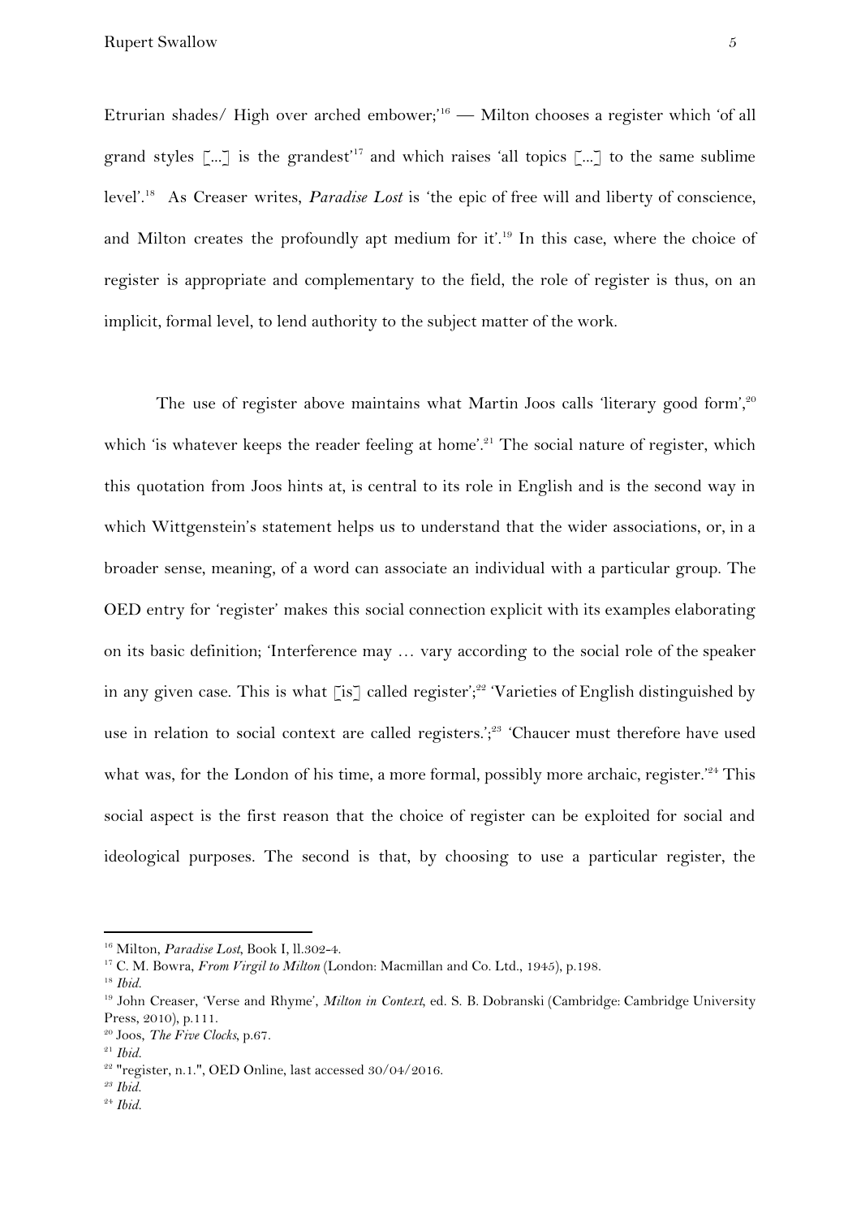Etrurian shades/ High over arched embower;'[16] — Milton chooses a register which 'of all grand styles [...] is the grandest'[17] and which raises 'all topics [...] to the same sublime level'.[18] As Creaser writes, *Paradise Lost* is 'the epic of free will and liberty of conscience, and Milton creates the profoundly apt medium for it'.[19] In this case, where the choice of register is appropriate and complementary to the field, the role of register is thus, on an implicit, formal level, to lend authority to the subject matter of the work.

The use of register above maintains what Martin Joos calls 'literary good form',[20] which 'is whatever keeps the reader feeling at home'.[21] The social nature of register, which this quotation from Joos hints at, is central to its role in English and is the second way in which Wittgenstein's statement helps us to understand that the wider associations, or, in a broader sense, meaning, of a word can associate an individual with a particular group. The OED entry for 'register' makes this social connection explicit with its examples elaborating on its basic definition; 'Interference may … vary according to the social role of the speaker in any given case. This is what [is] called register';[22] 'Varieties of English distinguished by use in relation to social context are called registers.';[23] 'Chaucer must therefore have used what was, for the London of his time, a more formal, possibly more archaic, register.'[24] This social aspect is the first reason that the choice of register can be exploited for social and ideological purposes. The second is that, by choosing to use a particular register, the

---

[16] Milton, *Paradise Lost*, Book I, ll.302-4.

[17] C. M. Bowra, *From Virgil to Milton* (London: Macmillan and Co. Ltd., 1945), p.198.

[18] *Ibid.*

[19] John Creaser, 'Verse and Rhyme', *Milton in Context*, ed. S. B. Dobranski (Cambridge: Cambridge University Press, 2010), p.111.

[20] Joos, *The Five Clocks*, p.67.

[21] *Ibid.*

[22] "register, n.1.", OED Online, last accessed 30/04/2016.

[23] *Ibid.*

[24] *Ibid.*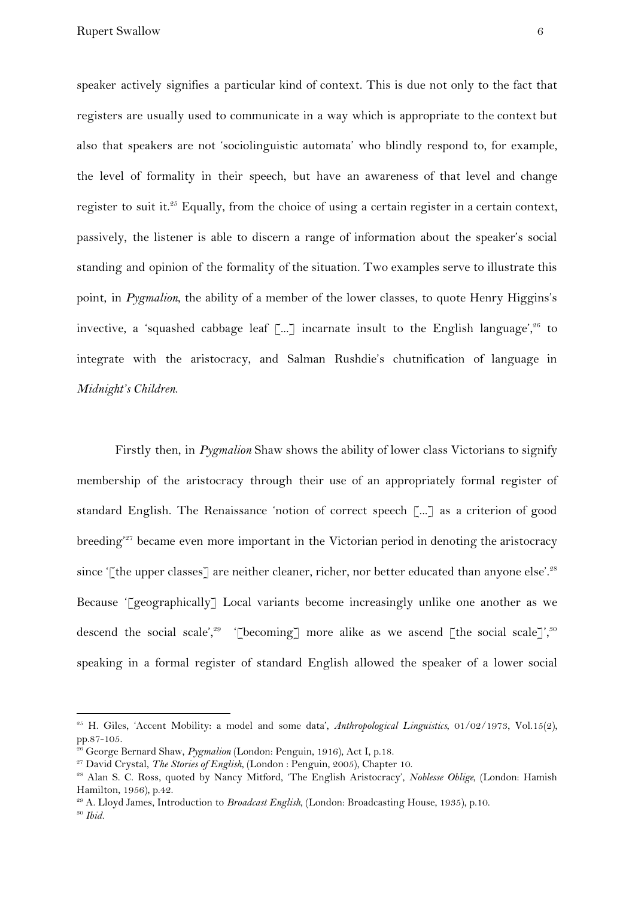speaker actively signifies a particular kind of context. This is due not only to the fact that registers are usually used to communicate in a way which is appropriate to the context but also that speakers are not 'sociolinguistic automata' who blindly respond to, for example, the level of formality in their speech, but have an awareness of that level and change register to suit it.[25] Equally, from the choice of using a certain register in a certain context, passively, the listener is able to discern a range of information about the speaker's social standing and opinion of the formality of the situation. Two examples serve to illustrate this point, in *Pygmalion*, the ability of a member of the lower classes, to quote Henry Higgins's invective, a 'squashed cabbage leaf [...] incarnate insult to the English language',[26] to integrate with the aristocracy, and Salman Rushdie's chutnification of language in *Midnight's Children*.

Firstly then, in *Pygmalion* Shaw shows the ability of lower class Victorians to signify membership of the aristocracy through their use of an appropriately formal register of standard English. The Renaissance 'notion of correct speech [...] as a criterion of good breeding'[27] became even more important in the Victorian period in denoting the aristocracy since '[the upper classes] are neither cleaner, richer, nor better educated than anyone else'.[28] Because '[geographically] Local variants become increasingly unlike one another as we descend the social scale',[29] '[becoming] more alike as we ascend [the social scale]',[30] speaking in a formal register of standard English allowed the speaker of a lower social

---

[25] H. Giles, 'Accent Mobility: a model and some data', *Anthropological Linguistics*, 01/02/1973, Vol.15(2), pp.87-105.

[26] George Bernard Shaw, *Pygmalion* (London: Penguin, 1916), Act I, p.18.

[27] David Crystal, *The Stories of English*, (London : Penguin, 2005), Chapter 10.

[28] Alan S. C. Ross, quoted by Nancy Mitford, 'The English Aristocracy', *Noblesse Oblige*, (London: Hamish Hamilton, 1956), p.42.

[29] A. Lloyd James, Introduction to *Broadcast English*, (London: Broadcasting House, 1935), p.10.

[30] *Ibid.*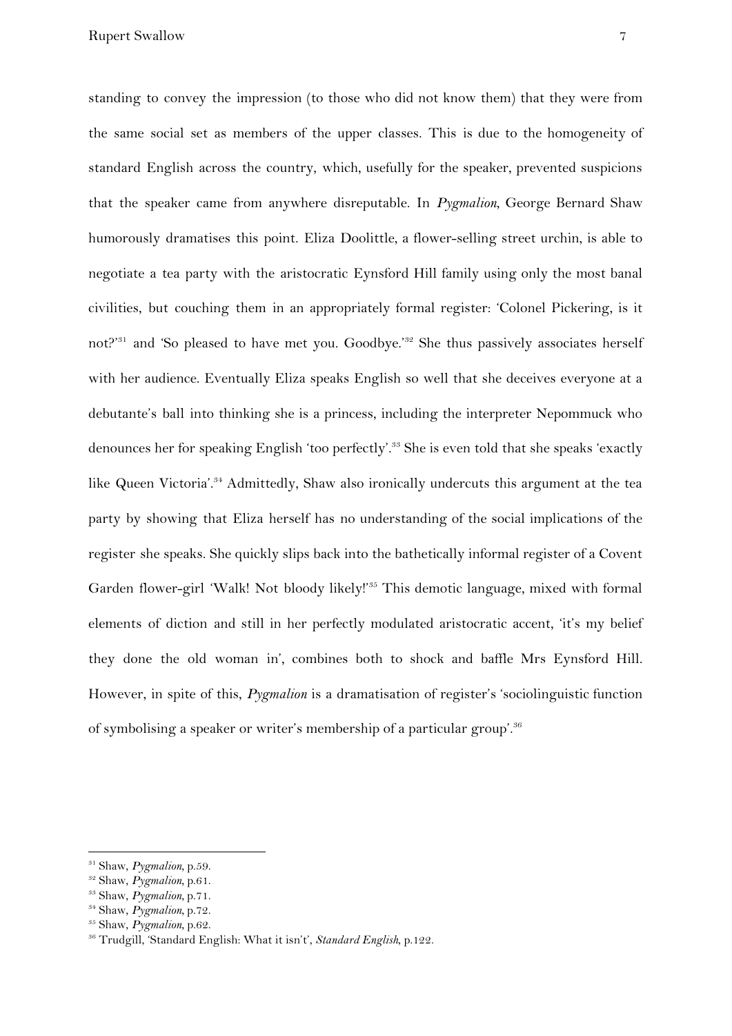standing to convey the impression (to those who did not know them) that they were from the same social set as members of the upper classes. This is due to the homogeneity of standard English across the country, which, usefully for the speaker, prevented suspicions that the speaker came from anywhere disreputable. In *Pygmalion*, George Bernard Shaw humorously dramatises this point. Eliza Doolittle, a flower-selling street urchin, is able to negotiate a tea party with the aristocratic Eynsford Hill family using only the most banal civilities, but couching them in an appropriately formal register: 'Colonel Pickering, is it not?'[31] and 'So pleased to have met you. Goodbye.'[32] She thus passively associates herself with her audience. Eventually Eliza speaks English so well that she deceives everyone at a debutante's ball into thinking she is a princess, including the interpreter Nepommuck who denounces her for speaking English 'too perfectly'.[33] She is even told that she speaks 'exactly like Queen Victoria'.[34] Admittedly, Shaw also ironically undercuts this argument at the tea party by showing that Eliza herself has no understanding of the social implications of the register she speaks. She quickly slips back into the bathetically informal register of a Covent Garden flower-girl 'Walk! Not bloody likely!'[35] This demotic language, mixed with formal elements of diction and still in her perfectly modulated aristocratic accent, 'it's my belief they done the old woman in', combines both to shock and baffle Mrs Eynsford Hill. However, in spite of this, *Pygmalion* is a dramatisation of register's 'sociolinguistic function of symbolising a speaker or writer's membership of a particular group'.[36]

---

[31] Shaw, *Pygmalion*, p.59.
[32] Shaw, *Pygmalion*, p.61.
[33] Shaw, *Pygmalion*, p.71.
[34] Shaw, *Pygmalion*, p.72.
[35] Shaw, *Pygmalion*, p.62.
[36] Trudgill, 'Standard English: What it isn't', *Standard English*, p.122.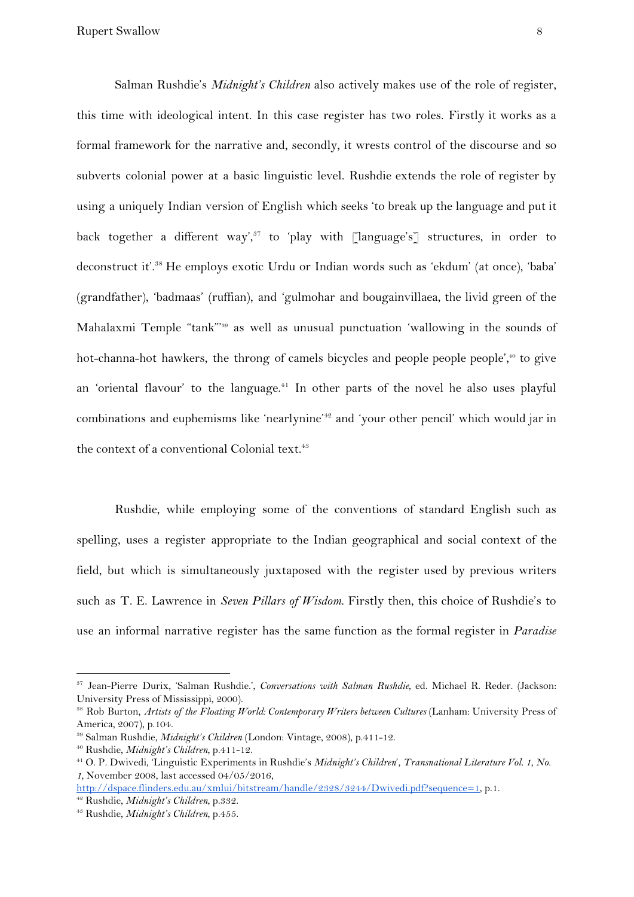Salman Rushdie's *Midnight's Children* also actively makes use of the role of register, this time with ideological intent. In this case register has two roles. Firstly it works as a formal framework for the narrative and, secondly, it wrests control of the discourse and so subverts colonial power at a basic linguistic level. Rushdie extends the role of register by using a uniquely Indian version of English which seeks 'to break up the language and put it back together a different way',[37] to 'play with [language's] structures, in order to deconstruct it'.[38] He employs exotic Urdu or Indian words such as 'ekdum' (at once), 'baba' (grandfather), 'badmaas' (ruffian), and 'gulmohar and bougainvillaea, the livid green of the Mahalaxmi Temple "tank"'[39] as well as unusual punctuation 'wallowing in the sounds of hot-channa-hot hawkers, the throng of camels bicycles and people people people',[40] to give an 'oriental flavour' to the language.[41] In other parts of the novel he also uses playful combinations and euphemisms like 'nearlynine'[42] and 'your other pencil' which would jar in the context of a conventional Colonial text.[43]

Rushdie, while employing some of the conventions of standard English such as spelling, uses a register appropriate to the Indian geographical and social context of the field, but which is simultaneously juxtaposed with the register used by previous writers such as T. E. Lawrence in *Seven Pillars of Wisdom*. Firstly then, this choice of Rushdie's to use an informal narrative register has the same function as the formal register in *Paradise*

---

[37] Jean-Pierre Durix, 'Salman Rushdie.', *Conversations with Salman Rushdie*, ed. Michael R. Reder. (Jackson: University Press of Mississippi, 2000).

[38] Rob Burton, *Artists of the Floating World: Contemporary Writers between Cultures* (Lanham: University Press of America, 2007), p.104.

[39] Salman Rushdie, *Midnight's Children* (London: Vintage, 2008), p.411-12.

[40] Rushdie, *Midnight's Children*, p.411-12.

[41] O. P. Dwivedi, 'Linguistic Experiments in Rushdie's *Midnight's Children*', *Transnational Literature Vol. 1, No. 1*, November 2008, last accessed 04/05/2016, http://dspace.flinders.edu.au/xmlui/bitstream/handle/2328/3244/Dwivedi.pdf?sequence=1, p.1.

[42] Rushdie, *Midnight's Children*, p.332.

[43] Rushdie, *Midnight's Children*, p.455.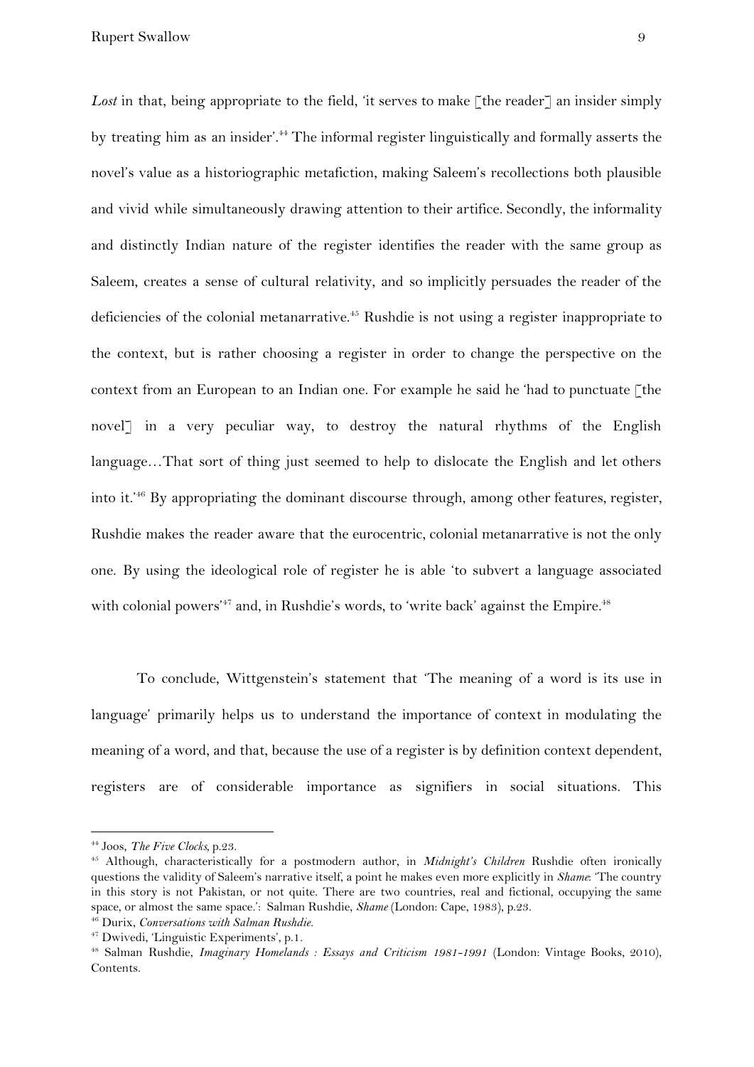*Lost* in that, being appropriate to the field, 'it serves to make [the reader] an insider simply by treating him as an insider'.[44] The informal register linguistically and formally asserts the novel's value as a historiographic metafiction, making Saleem's recollections both plausible and vivid while simultaneously drawing attention to their artifice. Secondly, the informality and distinctly Indian nature of the register identifies the reader with the same group as Saleem, creates a sense of cultural relativity, and so implicitly persuades the reader of the deficiencies of the colonial metanarrative.[45] Rushdie is not using a register inappropriate to the context, but is rather choosing a register in order to change the perspective on the context from an European to an Indian one. For example he said he 'had to punctuate [the novel] in a very peculiar way, to destroy the natural rhythms of the English language…That sort of thing just seemed to help to dislocate the English and let others into it.'[46] By appropriating the dominant discourse through, among other features, register, Rushdie makes the reader aware that the eurocentric, colonial metanarrative is not the only one. By using the ideological role of register he is able 'to subvert a language associated with colonial powers'[47] and, in Rushdie's words, to 'write back' against the Empire.[48]

To conclude, Wittgenstein's statement that 'The meaning of a word is its use in language' primarily helps us to understand the importance of context in modulating the meaning of a word, and that, because the use of a register is by definition context dependent, registers are of considerable importance as signifiers in social situations. This

---

[44] Joos, *The Five Clocks*, p.23.

[45] Although, characteristically for a postmodern author, in *Midnight's Children* Rushdie often ironically questions the validity of Saleem's narrative itself, a point he makes even more explicitly in *Shame*: 'The country in this story is not Pakistan, or not quite. There are two countries, real and fictional, occupying the same space, or almost the same space.': Salman Rushdie, *Shame* (London: Cape, 1983), p.23.

[46] Durix, *Conversations with Salman Rushdie*.

[47] Dwivedi, 'Linguistic Experiments', p.1.

[48] Salman Rushdie, *Imaginary Homelands : Essays and Criticism 1981-1991* (London: Vintage Books, 2010), Contents.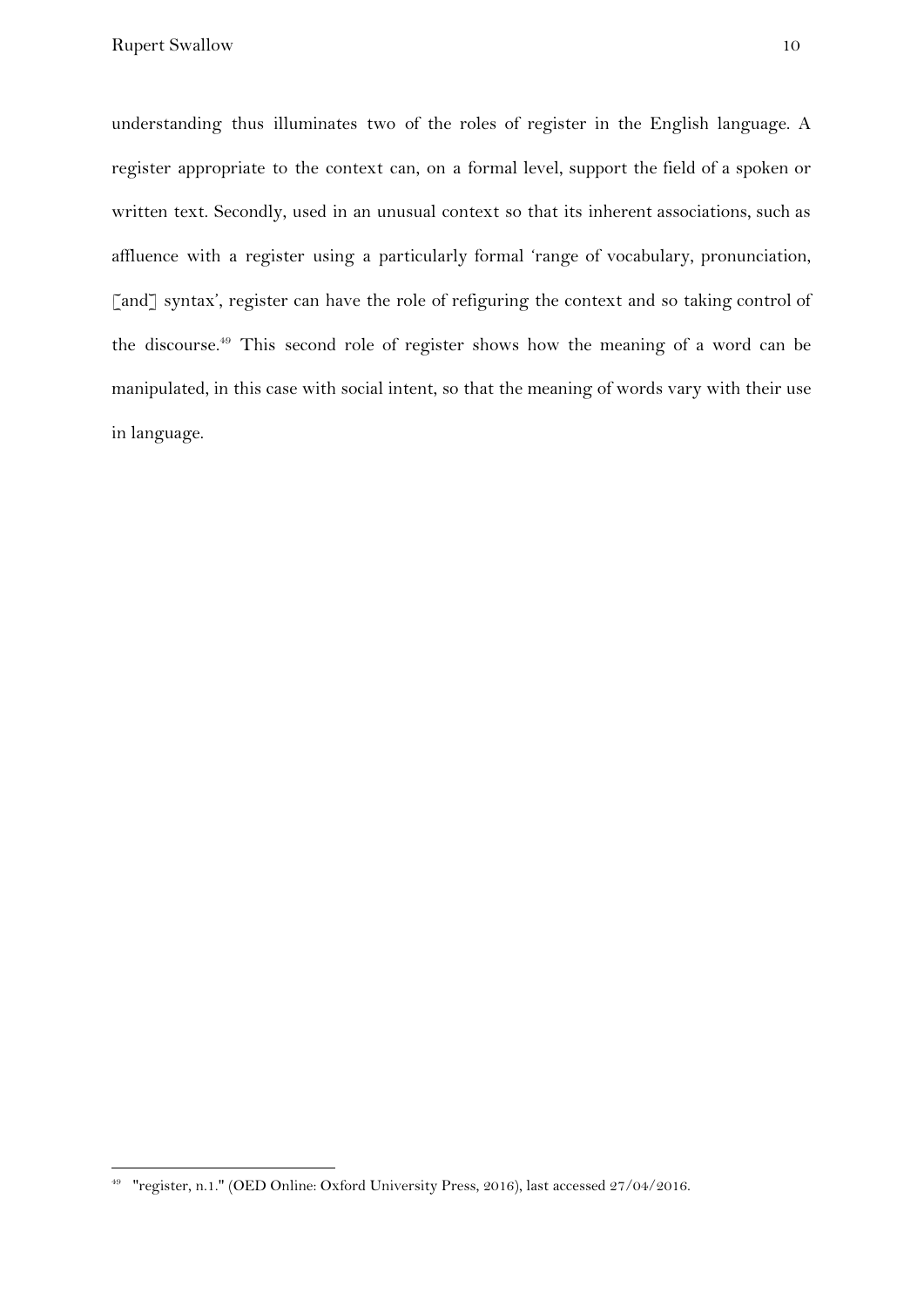understanding thus illuminates two of the roles of register in the English language. A register appropriate to the context can, on a formal level, support the field of a spoken or written text. Secondly, used in an unusual context so that its inherent associations, such as affluence with a register using a particularly formal 'range of vocabulary, pronunciation, [and] syntax', register can have the role of refiguring the context and so taking control of the discourse.[49] This second role of register shows how the meaning of a word can be manipulated, in this case with social intent, so that the meaning of words vary with their use in language.

---

[49] "register, n.1." (OED Online: Oxford University Press, 2016), last accessed 27/04/2016.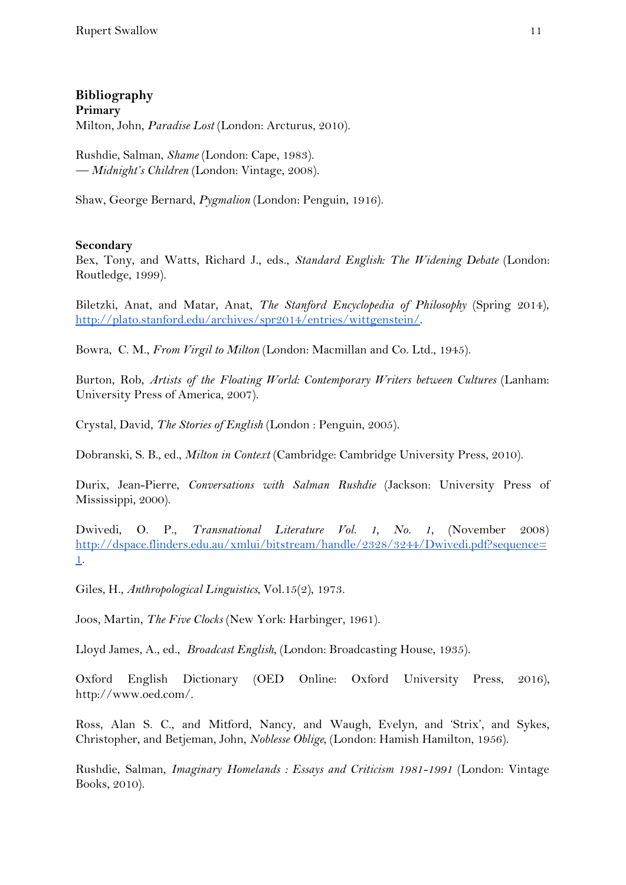## Bibliography

### Primary

Milton, John, *Paradise Lost* (London: Arcturus, 2010).

Rushdie, Salman, *Shame* (London: Cape, 1983).
— *Midnight's Children* (London: Vintage, 2008).

Shaw, George Bernard, *Pygmalion* (London: Penguin, 1916).

### Secondary

Bex, Tony, and Watts, Richard J., eds., *Standard English: The Widening Debate* (London: Routledge, 1999).

Biletzki, Anat, and Matar, Anat, *The Stanford Encyclopedia of Philosophy* (Spring 2014), http://plato.stanford.edu/archives/spr2014/entries/wittgenstein/.

Bowra, C. M., *From Virgil to Milton* (London: Macmillan and Co. Ltd., 1945).

Burton, Rob, *Artists of the Floating World: Contemporary Writers between Cultures* (Lanham: University Press of America, 2007).

Crystal, David, *The Stories of English* (London : Penguin, 2005).

Dobranski, S. B., ed., *Milton in Context* (Cambridge: Cambridge University Press, 2010).

Durix, Jean-Pierre, *Conversations with Salman Rushdie* (Jackson: University Press of Mississippi, 2000).

Dwivedi, O. P., *Transnational Literature Vol. 1, No. 1*, (November 2008) http://dspace.flinders.edu.au/xmlui/bitstream/handle/2328/3244/Dwivedi.pdf?sequence=1.

Giles, H., *Anthropological Linguistics*, Vol.15(2), 1973.

Joos, Martin, *The Five Clocks* (New York: Harbinger, 1961).

Lloyd James, A., ed., *Broadcast English*, (London: Broadcasting House, 1935).

Oxford English Dictionary (OED Online: Oxford University Press, 2016), http://www.oed.com/.

Ross, Alan S. C., and Mitford, Nancy, and Waugh, Evelyn, and 'Strix', and Sykes, Christopher, and Betjeman, John, *Noblesse Oblige*, (London: Hamish Hamilton, 1956).

Rushdie, Salman, *Imaginary Homelands : Essays and Criticism 1981-1991* (London: Vintage Books, 2010).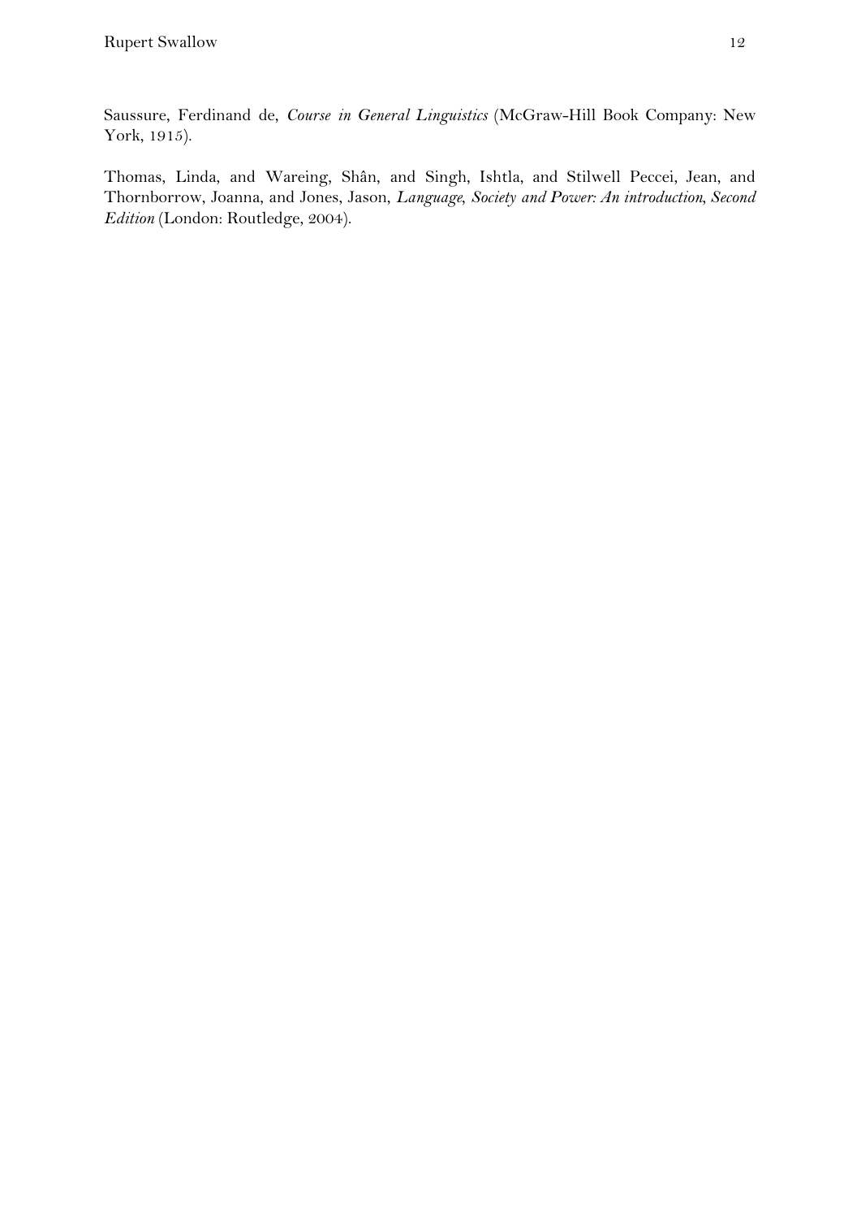Saussure, Ferdinand de, *Course in General Linguistics* (McGraw-Hill Book Company: New York, 1915).

Thomas, Linda, and Wareing, Shân, and Singh, Ishtla, and Stilwell Peccei, Jean, and Thornborrow, Joanna, and Jones, Jason, *Language, Society and Power: An introduction, Second Edition* (London: Routledge, 2004).